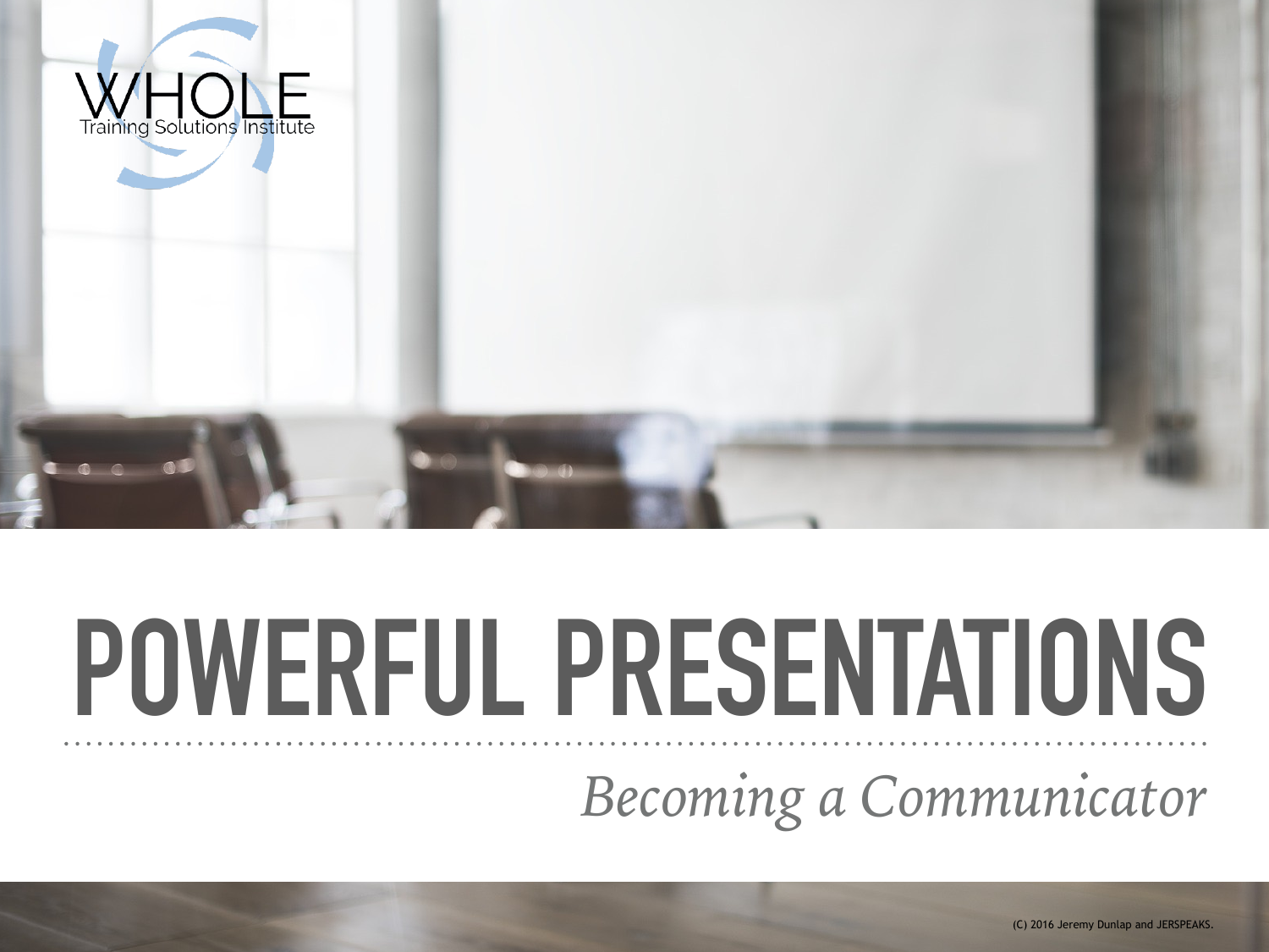WHOLE
Training Solutions Institute

# POWERFUL PRESENTATIONS

*Becoming a Communicator*

(C) 2016 Jeremy Dunlap and JERSPEAKS.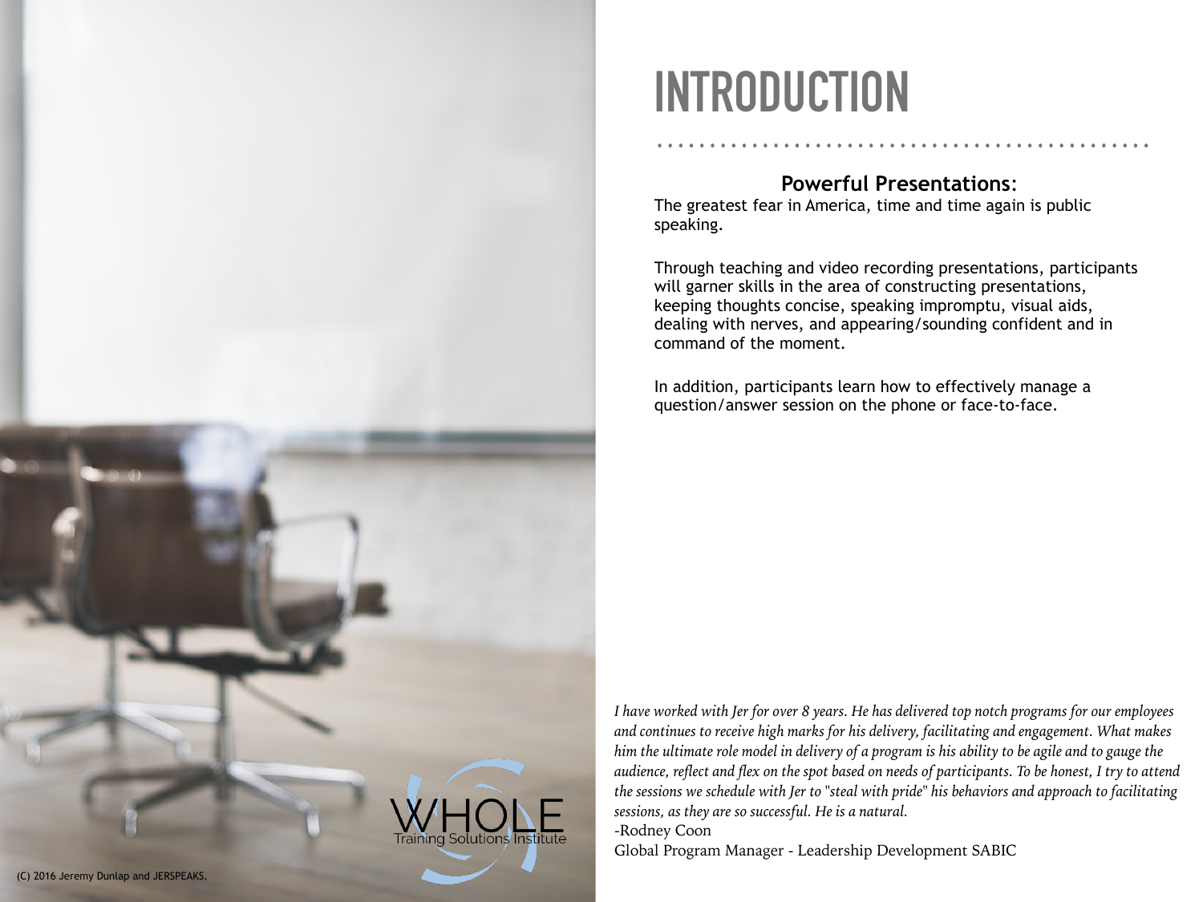# INTRODUCTION

## Powerful Presentations:

The greatest fear in America, time and time again is public speaking.

Through teaching and video recording presentations, participants will garner skills in the area of constructing presentations, keeping thoughts concise, speaking impromptu, visual aids, dealing with nerves, and appearing/sounding confident and in command of the moment.

In addition, participants learn how to effectively manage a question/answer session on the phone or face-to-face.

*I have worked with Jer for over 8 years. He has delivered top notch programs for our employees and continues to receive high marks for his delivery, facilitating and engagement. What makes him the ultimate role model in delivery of a program is his ability to be agile and to gauge the audience, reflect and flex on the spot based on needs of participants. To be honest, I try to attend the sessions we schedule with Jer to "steal with pride" his behaviors and approach to facilitating sessions, as they are so successful. He is a natural.*

-Rodney Coon

Global Program Manager - Leadership Development SABIC

WHOLE Training Solutions Institute

(C) 2016 Jeremy Dunlap and JERSPEAKS.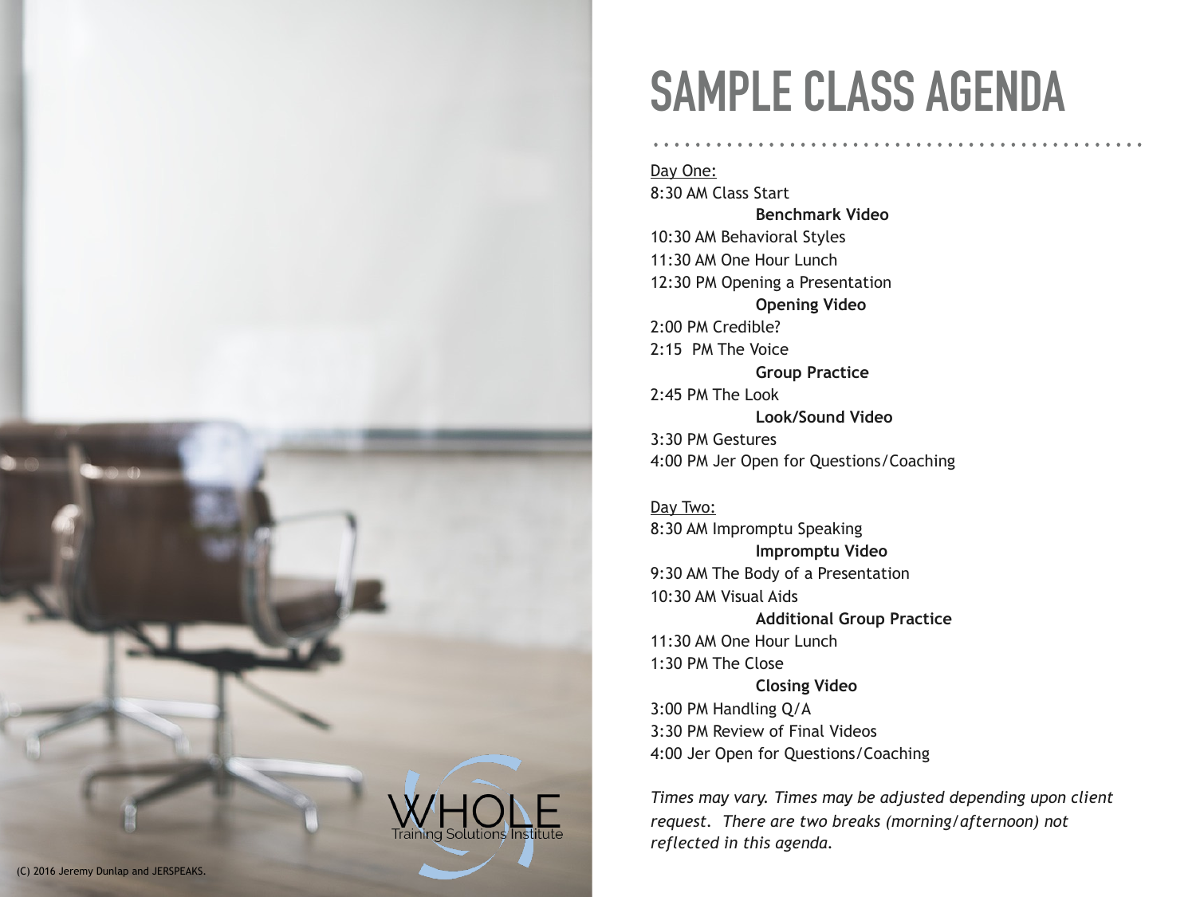# SAMPLE CLASS AGENDA

Day One:

8:30 AM Class Start

**Benchmark Video**

10:30 AM Behavioral Styles

11:30 AM One Hour Lunch

12:30 PM Opening a Presentation

**Opening Video**

2:00 PM Credible?

2:15 PM The Voice

**Group Practice**

2:45 PM The Look

**Look/Sound Video**

3:30 PM Gestures

4:00 PM Jer Open for Questions/Coaching

Day Two:

8:30 AM Impromptu Speaking

**Impromptu Video**

9:30 AM The Body of a Presentation

10:30 AM Visual Aids

**Additional Group Practice**

11:30 AM One Hour Lunch

1:30 PM The Close

**Closing Video**

3:00 PM Handling Q/A

3:30 PM Review of Final Videos

4:00 Jer Open for Questions/Coaching

*Times may vary. Times may be adjusted depending upon client request. There are two breaks (morning/afternoon) not reflected in this agenda.*

WHOLE Training Solutions Institute

(C) 2016 Jeremy Dunlap and JERSPEAKS.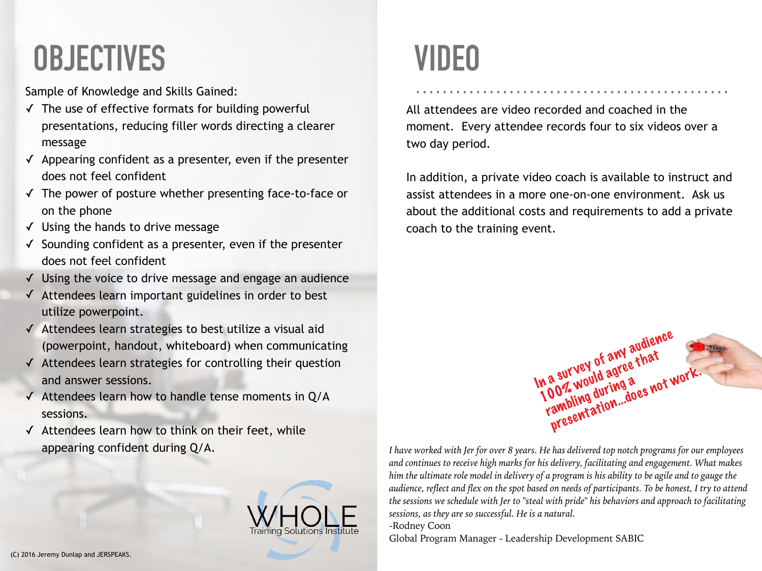# OBJECTIVES

Sample of Knowledge and Skills Gained:

- ✓ The use of effective formats for building powerful presentations, reducing filler words directing a clearer message
- ✓ Appearing confident as a presenter, even if the presenter does not feel confident
- ✓ The power of posture whether presenting face-to-face or on the phone
- ✓ Using the hands to drive message
- ✓ Sounding confident as a presenter, even if the presenter does not feel confident
- ✓ Using the voice to drive message and engage an audience
- ✓ Attendees learn important guidelines in order to best utilize powerpoint.
- ✓ Attendees learn strategies to best utilize a visual aid (powerpoint, handout, whiteboard) when communicating
- ✓ Attendees learn strategies for controlling their question and answer sessions.
- ✓ Attendees learn how to handle tense moments in Q/A sessions.
- ✓ Attendees learn how to think on their feet, while appearing confident during Q/A.

WHOLE
Training Solutions Institute

(C) 2016 Jeremy Dunlap and JERSPEAKS.

# VIDEO

All attendees are video recorded and coached in the moment. Every attendee records four to six videos over a two day period.

In addition, a private video coach is available to instruct and assist attendees in a more one-on-one environment. Ask us about the additional costs and requirements to add a private coach to the training event.

In a survey of any audience 100% would agree that rambling during a presentation...does not work.

*I have worked with Jer for over 8 years. He has delivered top notch programs for our employees and continues to receive high marks for his delivery, facilitating and engagement. What makes him the ultimate role model in delivery of a program is his ability to be agile and to gauge the audience, reflect and flex on the spot based on needs of participants. To be honest, I try to attend the sessions we schedule with Jer to "steal with pride" his behaviors and approach to facilitating sessions, as they are so successful. He is a natural.*

-Rodney Coon
Global Program Manager - Leadership Development SABIC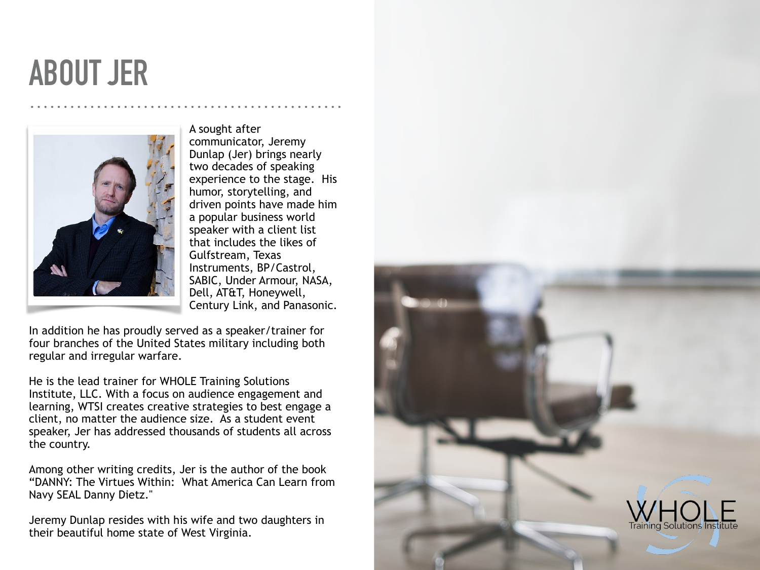# ABOUT JER

A sought after communicator, Jeremy Dunlap (Jer) brings nearly two decades of speaking experience to the stage. His humor, storytelling, and driven points have made him a popular business world speaker with a client list that includes the likes of Gulfstream, Texas Instruments, BP/Castrol, SABIC, Under Armour, NASA, Dell, AT&T, Honeywell, Century Link, and Panasonic.

In addition he has proudly served as a speaker/trainer for four branches of the United States military including both regular and irregular warfare.

He is the lead trainer for WHOLE Training Solutions Institute, LLC. With a focus on audience engagement and learning, WTSI creates creative strategies to best engage a client, no matter the audience size. As a student event speaker, Jer has addressed thousands of students all across the country.

Among other writing credits, Jer is the author of the book "DANNY: The Virtues Within: What America Can Learn from Navy SEAL Danny Dietz."

Jeremy Dunlap resides with his wife and two daughters in their beautiful home state of West Virginia.

WHOLE Training Solutions Institute